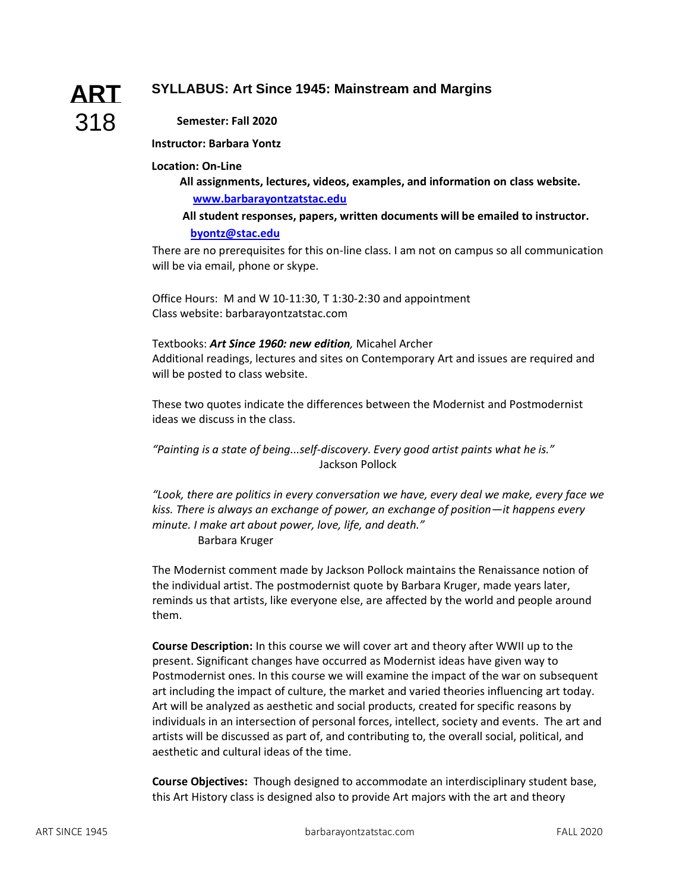# ART 318

## SYLLABUS: Art Since 1945: Mainstream and Margins

**Semester: Fall 2020**

**Instructor: Barbara Yontz**

**Location: On-Line**

**All assignments, lectures, videos, examples, and information on class website.**
**www.barbarayontzatstac.edu**

**All student responses, papers, written documents will be emailed to instructor.**
**byontz@stac.edu**

There are no prerequisites for this on-line class. I am not on campus so all communication will be via email, phone or skype.

Office Hours: M and W 10-11:30, T 1:30-2:30 and appointment
Class website: barbarayontzatstac.com

Textbooks: ***Art Since 1960: new edition****,* Micahel Archer
Additional readings, lectures and sites on Contemporary Art and issues are required and will be posted to class website.

These two quotes indicate the differences between the Modernist and Postmodernist ideas we discuss in the class.

*"Painting is a state of being...self-discovery. Every good artist paints what he is."*
Jackson Pollock

*"Look, there are politics in every conversation we have, every deal we make, every face we kiss. There is always an exchange of power, an exchange of position—it happens every minute. I make art about power, love, life, and death."*
Barbara Kruger

The Modernist comment made by Jackson Pollock maintains the Renaissance notion of the individual artist. The postmodernist quote by Barbara Kruger, made years later, reminds us that artists, like everyone else, are affected by the world and people around them.

**Course Description:** In this course we will cover art and theory after WWII up to the present. Significant changes have occurred as Modernist ideas have given way to Postmodernist ones. In this course we will examine the impact of the war on subsequent art including the impact of culture, the market and varied theories influencing art today. Art will be analyzed as aesthetic and social products, created for specific reasons by individuals in an intersection of personal forces, intellect, society and events. The art and artists will be discussed as part of, and contributing to, the overall social, political, and aesthetic and cultural ideas of the time.

**Course Objectives:** Though designed to accommodate an interdisciplinary student base, this Art History class is designed also to provide Art majors with the art and theory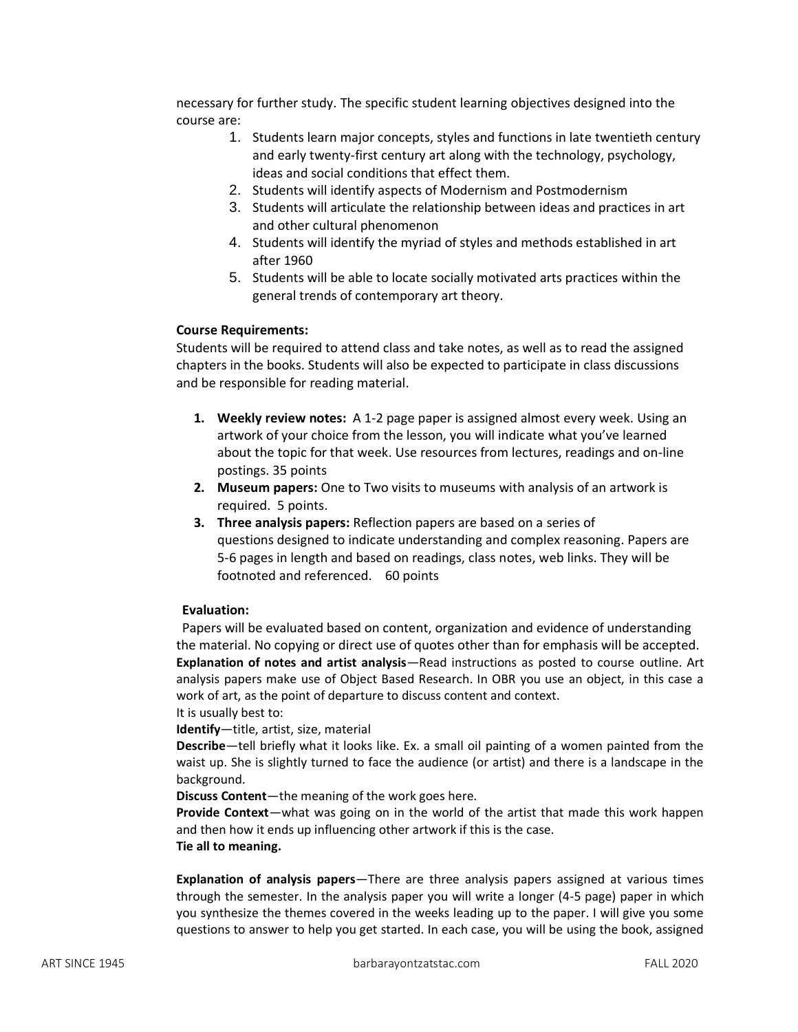necessary for further study. The specific student learning objectives designed into the course are:

1. Students learn major concepts, styles and functions in late twentieth century and early twenty-first century art along with the technology, psychology, ideas and social conditions that effect them.
2. Students will identify aspects of Modernism and Postmodernism
3. Students will articulate the relationship between ideas and practices in art and other cultural phenomenon
4. Students will identify the myriad of styles and methods established in art after 1960
5. Students will be able to locate socially motivated arts practices within the general trends of contemporary art theory.

**Course Requirements:**
Students will be required to attend class and take notes, as well as to read the assigned chapters in the books. Students will also be expected to participate in class discussions and be responsible for reading material.

1. **Weekly review notes:** A 1-2 page paper is assigned almost every week. Using an artwork of your choice from the lesson, you will indicate what you've learned about the topic for that week. Use resources from lectures, readings and on-line postings. 35 points
2. **Museum papers:** One to Two visits to museums with analysis of an artwork is required. 5 points.
3. **Three analysis papers:** Reflection papers are based on a series of questions designed to indicate understanding and complex reasoning. Papers are 5-6 pages in length and based on readings, class notes, web links. They will be footnoted and referenced. 60 points

**Evaluation:**
Papers will be evaluated based on content, organization and evidence of understanding the material. No copying or direct use of quotes other than for emphasis will be accepted.
**Explanation of notes and artist analysis**—Read instructions as posted to course outline. Art analysis papers make use of Object Based Research. In OBR you use an object, in this case a work of art, as the point of departure to discuss content and context.
It is usually best to:
**Identify**—title, artist, size, material
**Describe**—tell briefly what it looks like. Ex. a small oil painting of a women painted from the waist up. She is slightly turned to face the audience (or artist) and there is a landscape in the background.
**Discuss Content**—the meaning of the work goes here.
**Provide Context**—what was going on in the world of the artist that made this work happen and then how it ends up influencing other artwork if this is the case.
**Tie all to meaning.**

**Explanation of analysis papers**—There are three analysis papers assigned at various times through the semester. In the analysis paper you will write a longer (4-5 page) paper in which you synthesize the themes covered in the weeks leading up to the paper. I will give you some questions to answer to help you get started. In each case, you will be using the book, assigned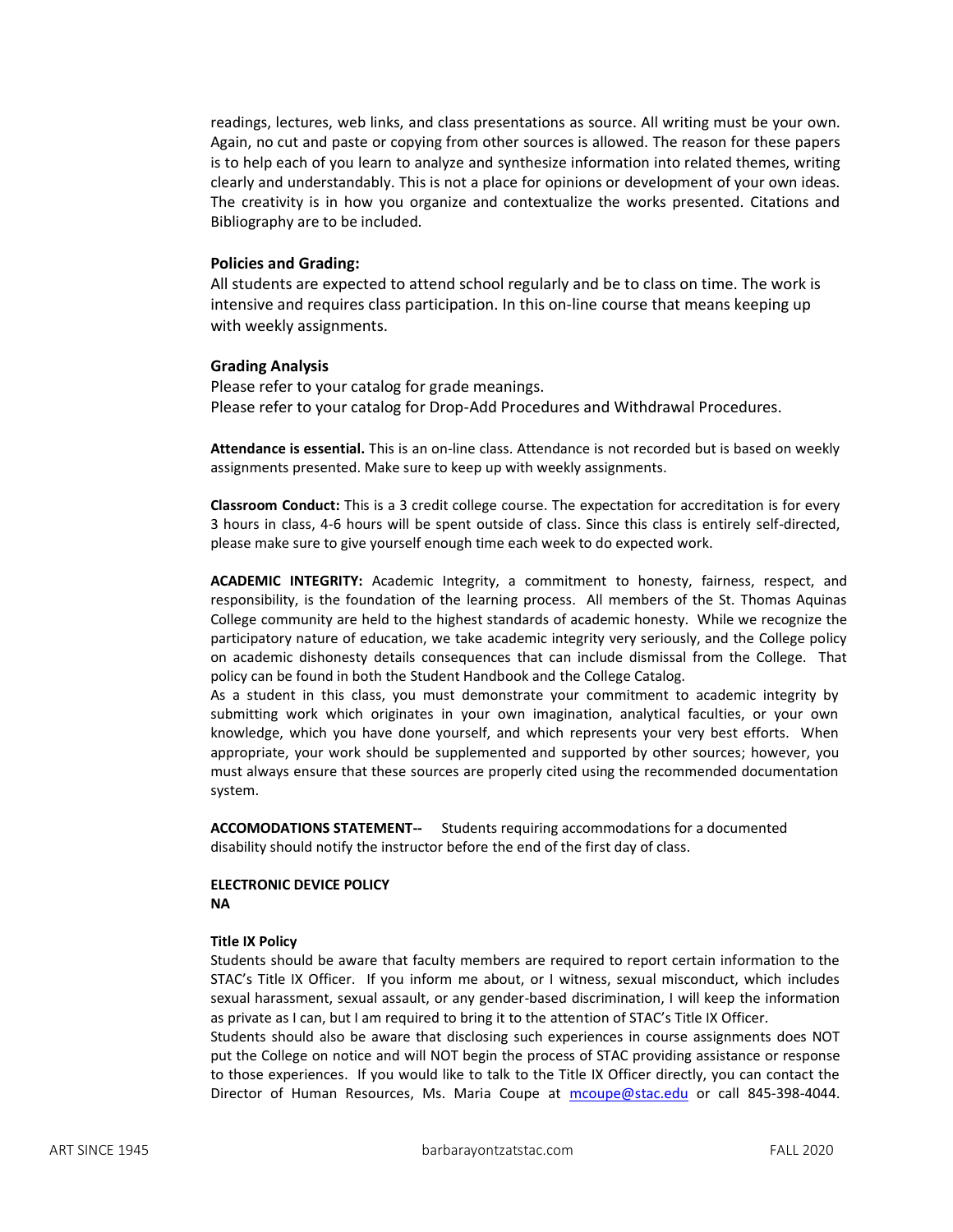readings, lectures, web links, and class presentations as source. All writing must be your own. Again, no cut and paste or copying from other sources is allowed. The reason for these papers is to help each of you learn to analyze and synthesize information into related themes, writing clearly and understandably. This is not a place for opinions or development of your own ideas. The creativity is in how you organize and contextualize the works presented. Citations and Bibliography are to be included.

### Policies and Grading:

All students are expected to attend school regularly and be to class on time. The work is intensive and requires class participation. In this on-line course that means keeping up with weekly assignments.

### Grading Analysis

Please refer to your catalog for grade meanings.
Please refer to your catalog for Drop-Add Procedures and Withdrawal Procedures.

**Attendance is essential.** This is an on-line class. Attendance is not recorded but is based on weekly assignments presented. Make sure to keep up with weekly assignments.

**Classroom Conduct:** This is a 3 credit college course. The expectation for accreditation is for every 3 hours in class, 4-6 hours will be spent outside of class. Since this class is entirely self-directed, please make sure to give yourself enough time each week to do expected work.

**ACADEMIC INTEGRITY:** Academic Integrity, a commitment to honesty, fairness, respect, and responsibility, is the foundation of the learning process. All members of the St. Thomas Aquinas College community are held to the highest standards of academic honesty. While we recognize the participatory nature of education, we take academic integrity very seriously, and the College policy on academic dishonesty details consequences that can include dismissal from the College. That policy can be found in both the Student Handbook and the College Catalog.
As a student in this class, you must demonstrate your commitment to academic integrity by submitting work which originates in your own imagination, analytical faculties, or your own knowledge, which you have done yourself, and which represents your very best efforts. When appropriate, your work should be supplemented and supported by other sources; however, you must always ensure that these sources are properly cited using the recommended documentation system.

**ACCOMODATIONS STATEMENT--** Students requiring accommodations for a documented disability should notify the instructor before the end of the first day of class.

**ELECTRONIC DEVICE POLICY**
**NA**

**Title IX Policy**
Students should be aware that faculty members are required to report certain information to the STAC's Title IX Officer. If you inform me about, or I witness, sexual misconduct, which includes sexual harassment, sexual assault, or any gender-based discrimination, I will keep the information as private as I can, but I am required to bring it to the attention of STAC's Title IX Officer.
Students should also be aware that disclosing such experiences in course assignments does NOT put the College on notice and will NOT begin the process of STAC providing assistance or response to those experiences. If you would like to talk to the Title IX Officer directly, you can contact the Director of Human Resources, Ms. Maria Coupe at mcoupe@stac.edu or call 845-398-4044.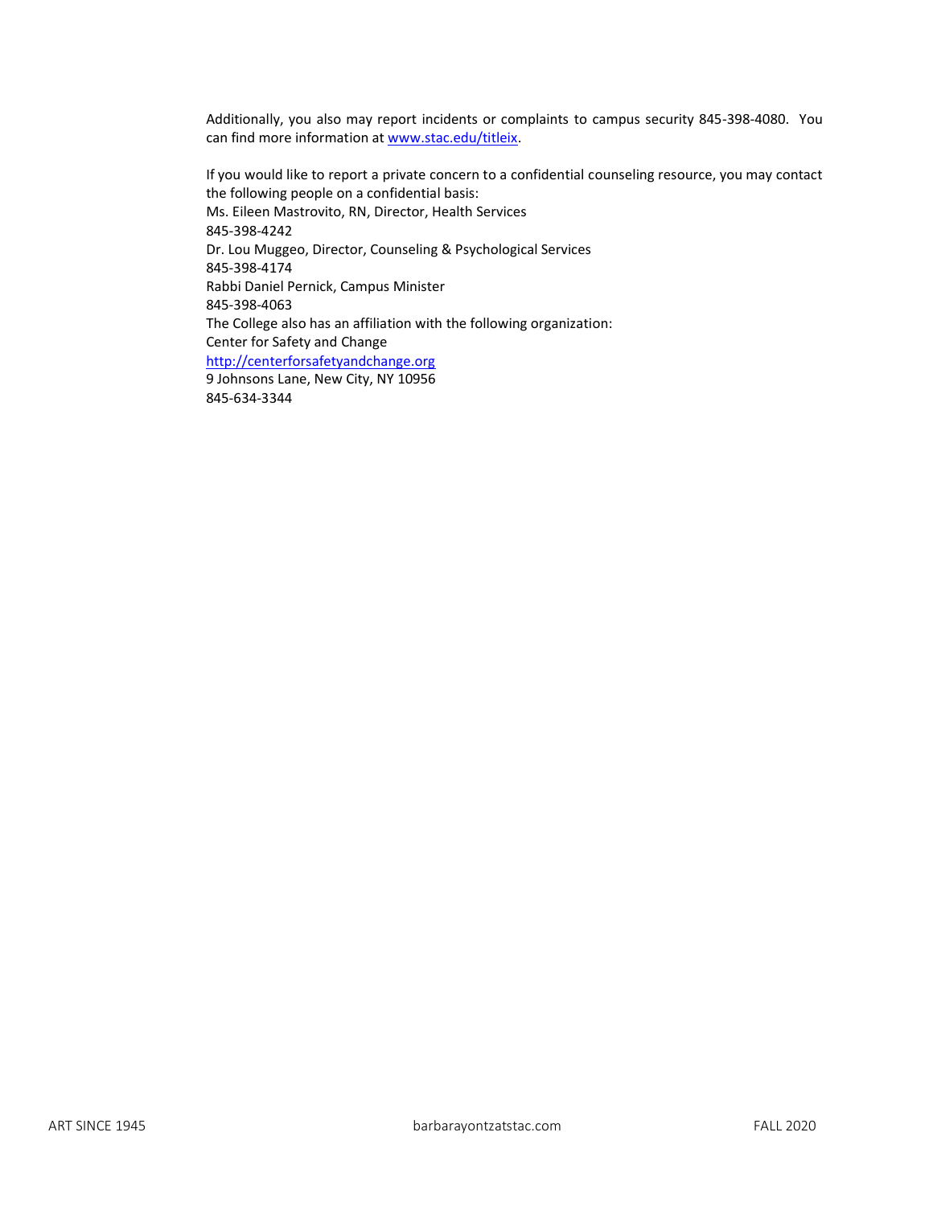Additionally, you also may report incidents or complaints to campus security 845-398-4080. You can find more information at [www.stac.edu/titleix](http://www.stac.edu/titleix).

If you would like to report a private concern to a confidential counseling resource, you may contact the following people on a confidential basis:

Ms. Eileen Mastrovito, RN, Director, Health Services  
845-398-4242  
Dr. Lou Muggeo, Director, Counseling & Psychological Services  
845-398-4174  
Rabbi Daniel Pernick, Campus Minister  
845-398-4063  
The College also has an affiliation with the following organization:  
Center for Safety and Change  
[http://centerforsafetyandchange.org](http://centerforsafetyandchange.org)  
9 Johnsons Lane, New City, NY 10956  
845-634-3344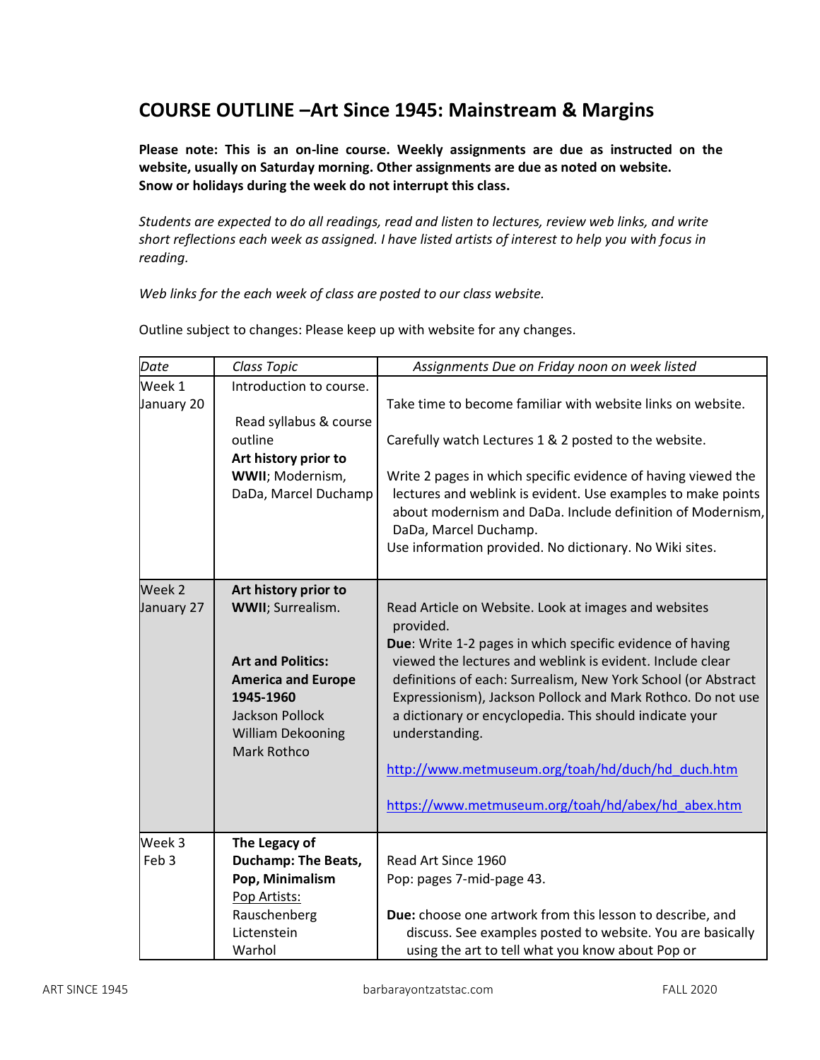## COURSE OUTLINE –Art Since 1945: Mainstream & Margins

**Please note: This is an on-line course. Weekly assignments are due as instructed on the website, usually on Saturday morning. Other assignments are due as noted on website. Snow or holidays during the week do not interrupt this class.**

*Students are expected to do all readings, read and listen to lectures, review web links, and write short reflections each week as assigned. I have listed artists of interest to help you with focus in reading.*

*Web links for the each week of class are posted to our class website.*

Outline subject to changes: Please keep up with website for any changes.

| *Date* | *Class Topic* | *Assignments Due on Friday noon on week listed* |
|---|---|---|
| Week 1<br>January 20 | Introduction to course.<br><br>Read syllabus & course outline<br>**Art history prior to WWII**; Modernism, DaDa, Marcel Duchamp | Take time to become familiar with website links on website.<br><br>Carefully watch Lectures 1 & 2 posted to the website.<br><br>Write 2 pages in which specific evidence of having viewed the lectures and weblink is evident. Use examples to make points about modernism and DaDa. Include definition of Modernism, DaDa, Marcel Duchamp.<br>Use information provided. No dictionary. No Wiki sites. |
| Week 2<br>January 27 | **Art history prior to WWII**; Surrealism.<br><br>**Art and Politics: America and Europe 1945-1960**<br>Jackson Pollock<br>William Dekooning<br>Mark Rothco | Read Article on Website. Look at images and websites provided.<br>**Due**: Write 1-2 pages in which specific evidence of having viewed the lectures and weblink is evident. Include clear definitions of each: Surrealism, New York School (or Abstract Expressionism), Jackson Pollock and Mark Rothco. Do not use a dictionary or encyclopedia. This should indicate your understanding.<br><br>http://www.metmuseum.org/toah/hd/duch/hd_duch.htm<br><br>https://www.metmuseum.org/toah/hd/abex/hd_abex.htm |
| Week 3<br>Feb 3 | **The Legacy of Duchamp: The Beats, Pop, Minimalism**<br>Pop Artists:<br>Rauschenberg<br>Lictenstein<br>Warhol | Read Art Since 1960<br>Pop: pages 7-mid-page 43.<br><br>**Due:** choose one artwork from this lesson to describe, and discuss. See examples posted to website. You are basically using the art to tell what you know about Pop or |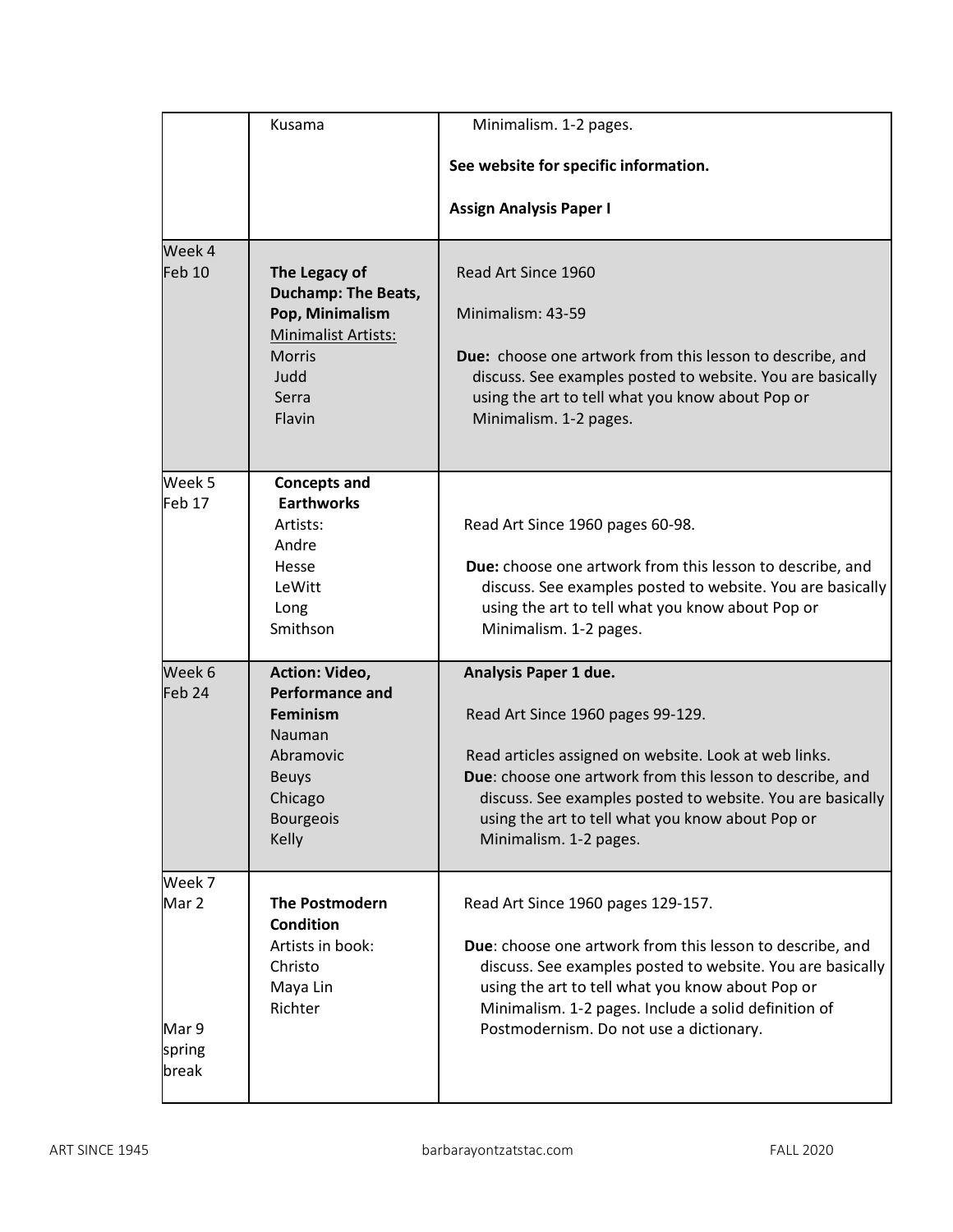| | | |
|---|---|---|
| | Kusama | Minimalism. 1-2 pages.<br><br>**See website for specific information.**<br><br>**Assign Analysis Paper I** |
| Week 4<br>Feb 10 | **The Legacy of Duchamp: The Beats, Pop, Minimalism**<br><u>Minimalist Artists:</u><br>Morris<br>Judd<br>Serra<br>Flavin | Read Art Since 1960<br><br>Minimalism: 43-59<br><br>**Due:** choose one artwork from this lesson to describe, and discuss. See examples posted to website. You are basically using the art to tell what you know about Pop or Minimalism. 1-2 pages. |
| Week 5<br>Feb 17 | **Concepts and Earthworks**<br>Artists:<br>Andre<br>Hesse<br>LeWitt<br>Long<br>Smithson | Read Art Since 1960 pages 60-98.<br><br>**Due:** choose one artwork from this lesson to describe, and discuss. See examples posted to website. You are basically using the art to tell what you know about Pop or Minimalism. 1-2 pages. |
| Week 6<br>Feb 24 | **Action: Video, Performance and Feminism**<br>Nauman<br>Abramovic<br>Beuys<br>Chicago<br>Bourgeois<br>Kelly | **Analysis Paper 1 due.**<br><br>Read Art Since 1960 pages 99-129.<br><br>Read articles assigned on website. Look at web links.<br>**Due**: choose one artwork from this lesson to describe, and discuss. See examples posted to website. You are basically using the art to tell what you know about Pop or Minimalism. 1-2 pages. |
| Week 7<br>Mar 2<br><br><br>Mar 9<br>spring break | **The Postmodern Condition**<br>Artists in book:<br>Christo<br>Maya Lin<br>Richter | Read Art Since 1960 pages 129-157.<br><br>**Due**: choose one artwork from this lesson to describe, and discuss. See examples posted to website. You are basically using the art to tell what you know about Pop or Minimalism. 1-2 pages. Include a solid definition of Postmodernism. Do not use a dictionary. |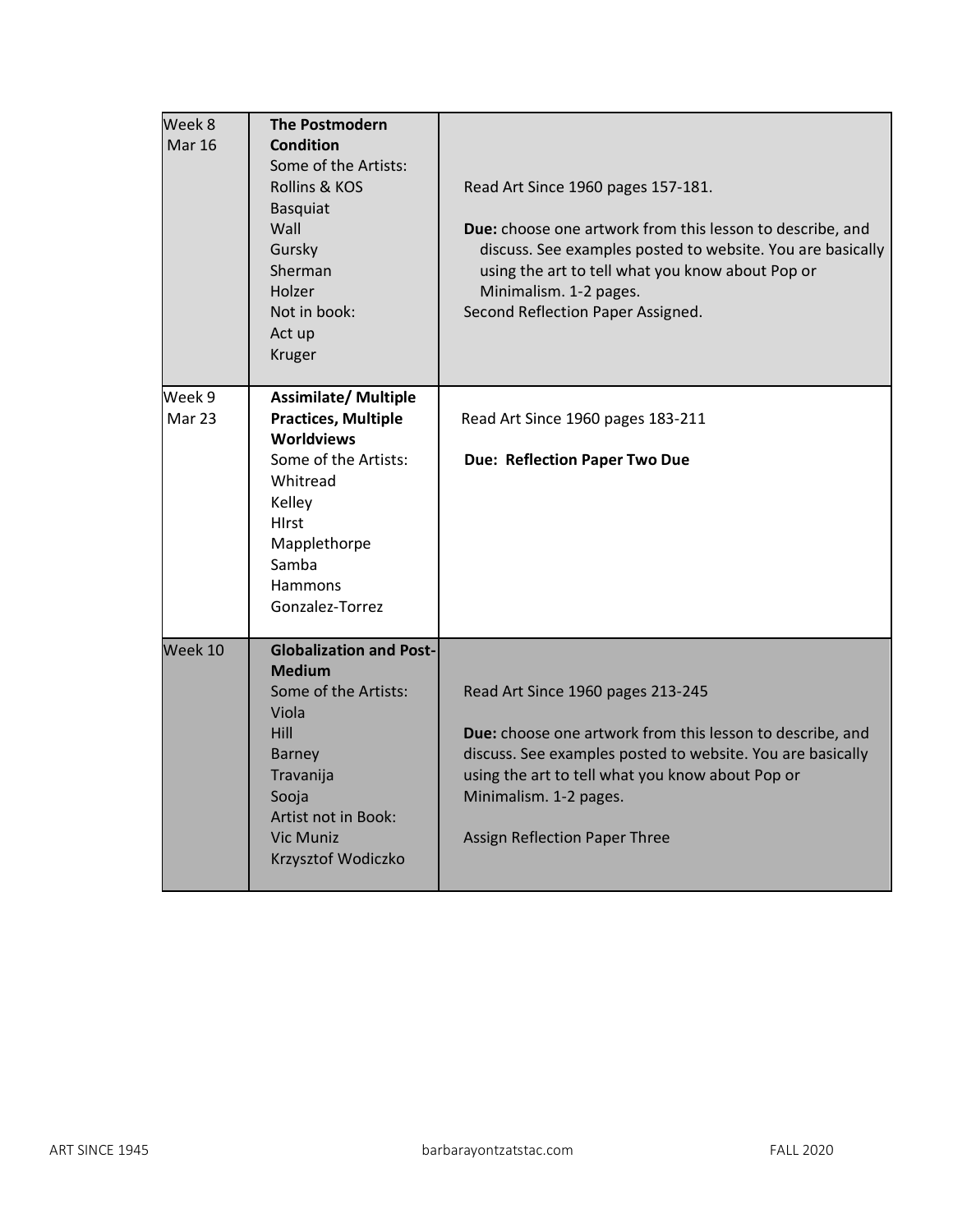| | | |
|---|---|---|
| Week 8<br>Mar 16 | **The Postmodern Condition**<br>Some of the Artists:<br>Rollins & KOS<br>Basquiat<br>Wall<br>Gursky<br>Sherman<br>Holzer<br>Not in book:<br>Act up<br>Kruger | Read Art Since 1960 pages 157-181.<br><br>**Due:** choose one artwork from this lesson to describe, and discuss. See examples posted to website. You are basically using the art to tell what you know about Pop or Minimalism. 1-2 pages.<br>Second Reflection Paper Assigned. |
| Week 9<br>Mar 23 | **Assimilate/ Multiple Practices, Multiple Worldviews**<br>Some of the Artists:<br>Whitread<br>Kelley<br>HIrst<br>Mapplethorpe<br>Samba<br>Hammons<br>Gonzalez-Torrez | Read Art Since 1960 pages 183-211<br><br>**Due: Reflection Paper Two Due** |
| Week 10 | **Globalization and Post-Medium**<br>Some of the Artists:<br>Viola<br>Hill<br>Barney<br>Travanija<br>Sooja<br>Artist not in Book:<br>Vic Muniz<br>Krzysztof Wodiczko | Read Art Since 1960 pages 213-245<br><br>**Due:** choose one artwork from this lesson to describe, and discuss. See examples posted to website. You are basically using the art to tell what you know about Pop or Minimalism. 1-2 pages.<br><br>Assign Reflection Paper Three |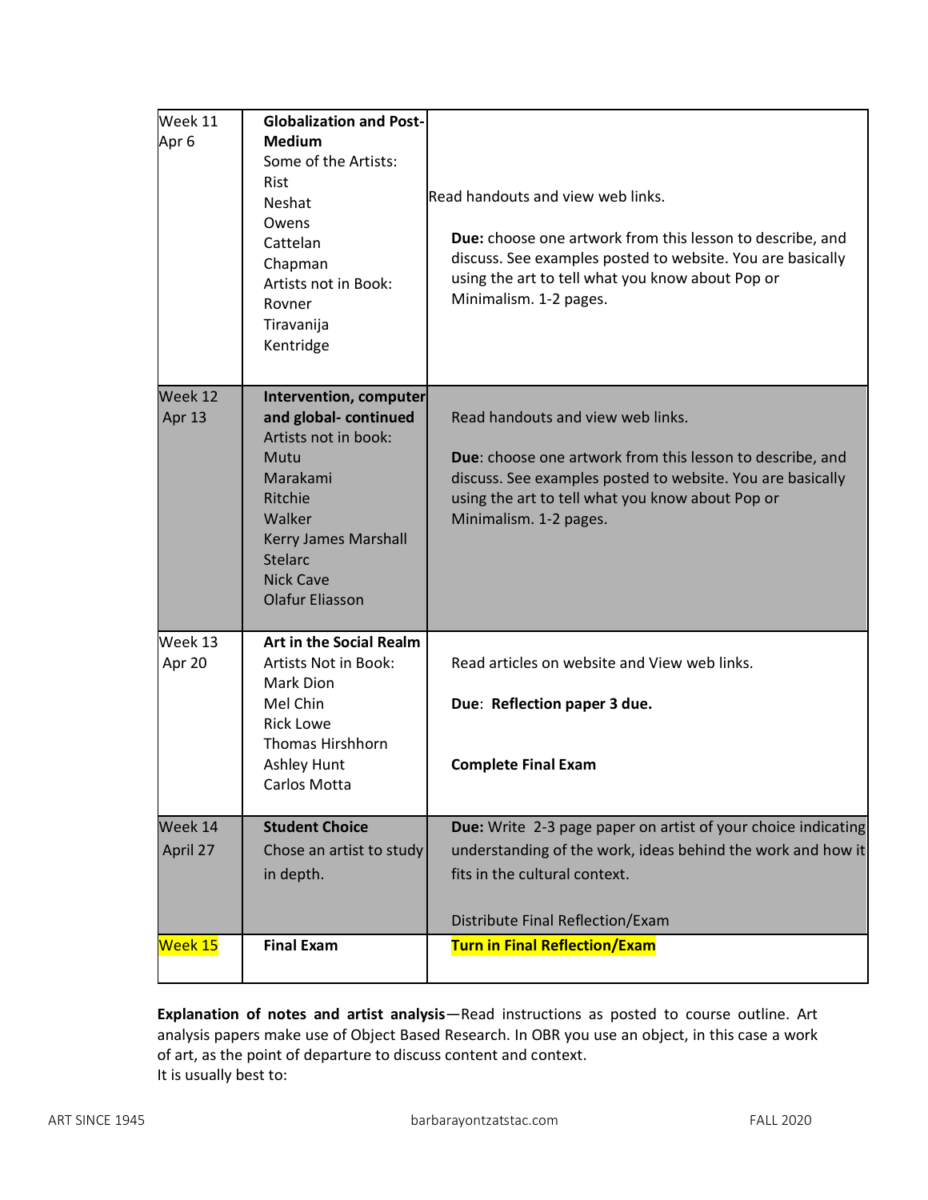| Week 11<br>Apr 6 | **Globalization and Post-Medium**<br>Some of the Artists:<br>Rist<br>Neshat<br>Owens<br>Cattelan<br>Chapman<br>Artists not in Book:<br>Rovner<br>Tiravanija<br>Kentridge | Read handouts and view web links.<br><br>**Due:** choose one artwork from this lesson to describe, and discuss. See examples posted to website. You are basically using the art to tell what you know about Pop or Minimalism. 1-2 pages. |
|---|---|---|
| Week 12<br>Apr 13 | **Intervention, computer and global- continued**<br>Artists not in book:<br>Mutu<br>Marakami<br>Ritchie<br>Walker<br>Kerry James Marshall<br>Stelarc<br>Nick Cave<br>Olafur Eliasson | Read handouts and view web links.<br><br>**Due**: choose one artwork from this lesson to describe, and discuss. See examples posted to website. You are basically using the art to tell what you know about Pop or Minimalism. 1-2 pages. |
| Week 13<br>Apr 20 | **Art in the Social Realm**<br>Artists Not in Book:<br>Mark Dion<br>Mel Chin<br>Rick Lowe<br>Thomas Hirshhorn<br>Ashley Hunt<br>Carlos Motta | Read articles on website and View web links.<br><br>**Due**: **Reflection paper 3 due.**<br><br>**Complete Final Exam** |
| Week 14<br>April 27 | **Student Choice**<br>Chose an artist to study in depth. | **Due:** Write 2-3 page paper on artist of your choice indicating understanding of the work, ideas behind the work and how it fits in the cultural context.<br><br>Distribute Final Reflection/Exam |
| Week 15 | **Final Exam** | **Turn in Final Reflection/Exam** |

**Explanation of notes and artist analysis**—Read instructions as posted to course outline. Art analysis papers make use of Object Based Research. In OBR you use an object, in this case a work of art, as the point of departure to discuss content and context.
It is usually best to: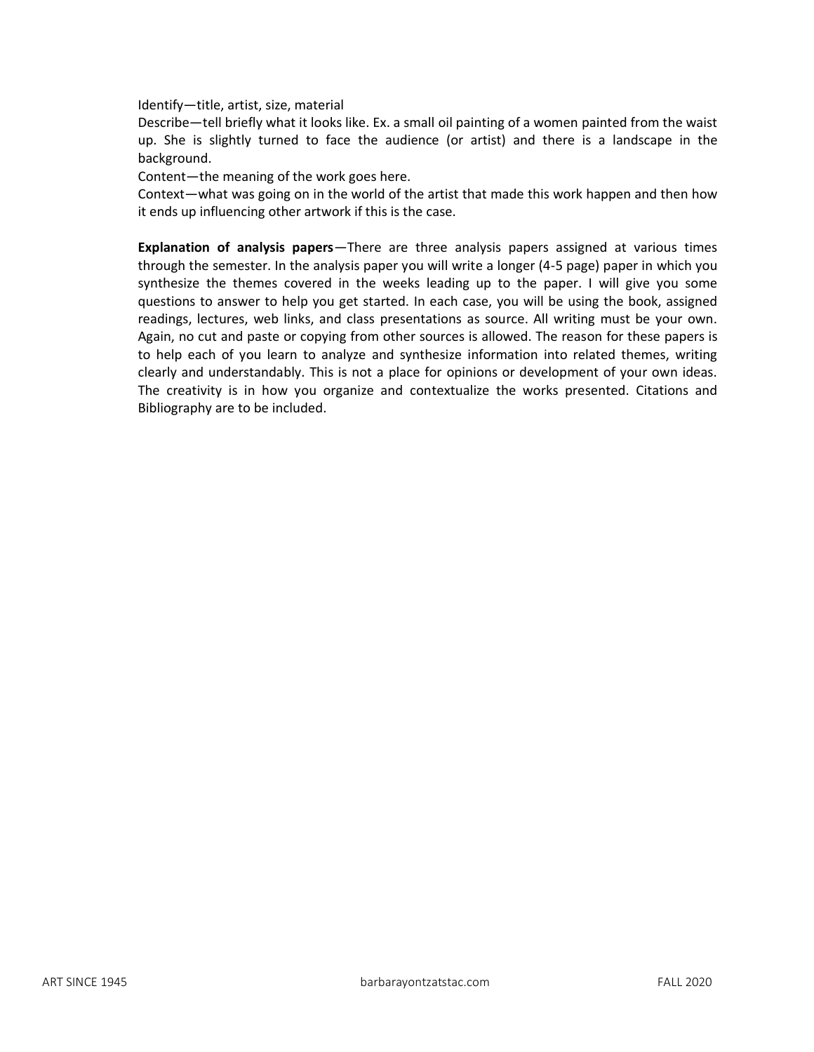Identify—title, artist, size, material

Describe—tell briefly what it looks like. Ex. a small oil painting of a women painted from the waist up. She is slightly turned to face the audience (or artist) and there is a landscape in the background.

Content—the meaning of the work goes here.

Context—what was going on in the world of the artist that made this work happen and then how it ends up influencing other artwork if this is the case.

**Explanation of analysis papers**—There are three analysis papers assigned at various times through the semester. In the analysis paper you will write a longer (4-5 page) paper in which you synthesize the themes covered in the weeks leading up to the paper. I will give you some questions to answer to help you get started. In each case, you will be using the book, assigned readings, lectures, web links, and class presentations as source. All writing must be your own. Again, no cut and paste or copying from other sources is allowed. The reason for these papers is to help each of you learn to analyze and synthesize information into related themes, writing clearly and understandably. This is not a place for opinions or development of your own ideas. The creativity is in how you organize and contextualize the works presented. Citations and Bibliography are to be included.